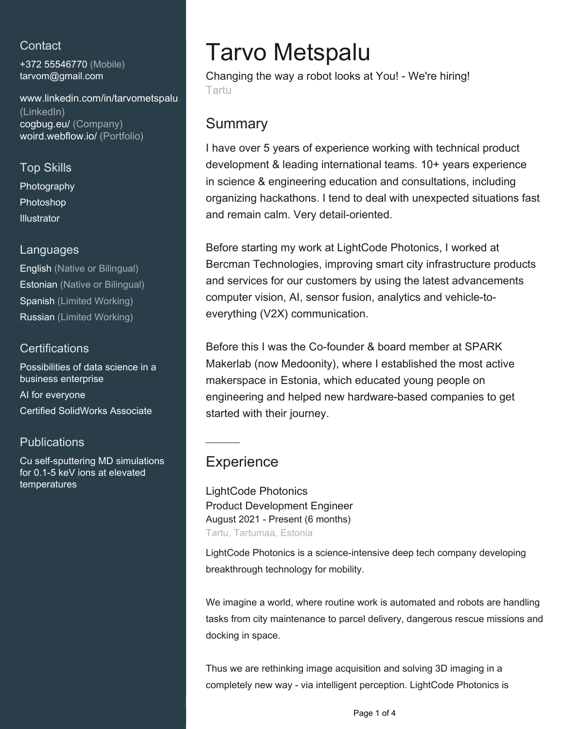## Contact

+372 55546770 (Mobile)
tarvom@gmail.com

www.linkedin.com/in/tarvometspalu (LinkedIn)
cogbug.eu/ (Company)
woird.webflow.io/ (Portfolio)

## Top Skills

Photography
Photoshop
Illustrator

## Languages

English (Native or Bilingual)
Estonian (Native or Bilingual)
Spanish (Limited Working)
Russian (Limited Working)

## Certifications

Possibilities of data science in a business enterprise
AI for everyone
Certified SolidWorks Associate

## Publications

Cu self-sputtering MD simulations for 0.1-5 keV ions at elevated temperatures

# Tarvo Metspalu

Changing the way a robot looks at You! - We're hiring!
Tartu

## Summary

I have over 5 years of experience working with technical product development & leading international teams. 10+ years experience in science & engineering education and consultations, including organizing hackathons. I tend to deal with unexpected situations fast and remain calm. Very detail-oriented.

Before starting my work at LightCode Photonics, I worked at Bercman Technologies, improving smart city infrastructure products and services for our customers by using the latest advancements computer vision, AI, sensor fusion, analytics and vehicle-to-everything (V2X) communication.

Before this I was the Co-founder & board member at SPARK Makerlab (now Medoonity), where I established the most active makerspace in Estonia, which educated young people on engineering and helped new hardware-based companies to get started with their journey.

## Experience

LightCode Photonics
Product Development Engineer
August 2021 - Present (6 months)
Tartu, Tartumaa, Estonia

LightCode Photonics is a science-intensive deep tech company developing breakthrough technology for mobility.

We imagine a world, where routine work is automated and robots are handling tasks from city maintenance to parcel delivery, dangerous rescue missions and docking in space.

Thus we are rethinking image acquisition and solving 3D imaging in a completely new way - via intelligent perception. LightCode Photonics is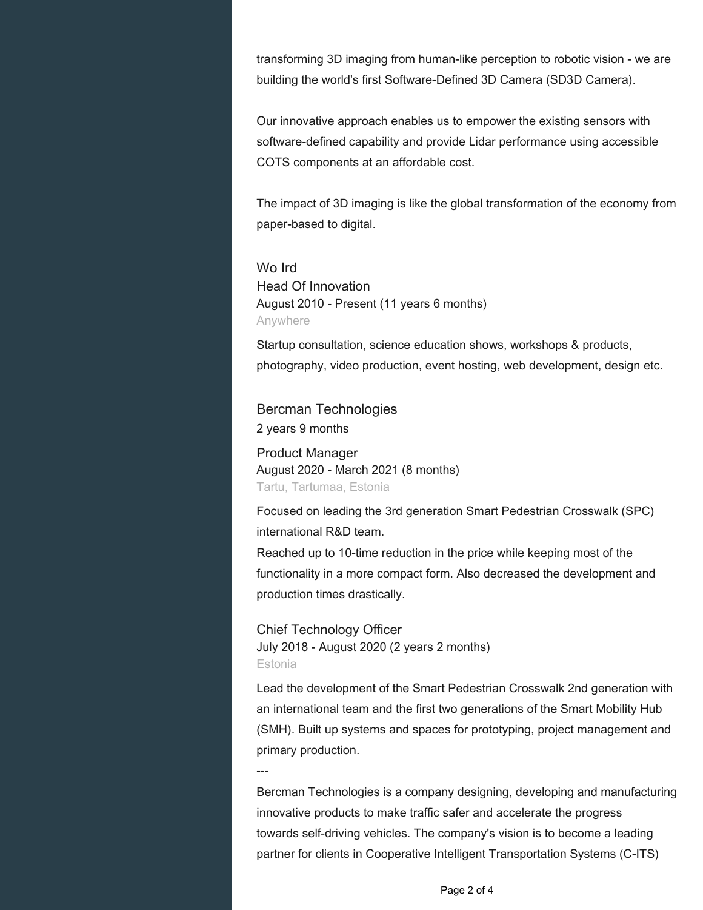transforming 3D imaging from human-like perception to robotic vision - we are building the world's first Software-Defined 3D Camera (SD3D Camera).

Our innovative approach enables us to empower the existing sensors with software-defined capability and provide Lidar performance using accessible COTS components at an affordable cost.

The impact of 3D imaging is like the global transformation of the economy from paper-based to digital.

### Wo Ird

#### Head Of Innovation

August 2010 - Present (11 years 6 months)

Anywhere

Startup consultation, science education shows, workshops & products, photography, video production, event hosting, web development, design etc.

### Bercman Technologies

2 years 9 months

#### Product Manager

August 2020 - March 2021 (8 months)

Tartu, Tartumaa, Estonia

Focused on leading the 3rd generation Smart Pedestrian Crosswalk (SPC) international R&D team.
Reached up to 10-time reduction in the price while keeping most of the functionality in a more compact form. Also decreased the development and production times drastically.

#### Chief Technology Officer

July 2018 - August 2020 (2 years 2 months)

Estonia

Lead the development of the Smart Pedestrian Crosswalk 2nd generation with an international team and the first two generations of the Smart Mobility Hub (SMH). Built up systems and spaces for prototyping, project management and primary production.

---

Bercman Technologies is a company designing, developing and manufacturing innovative products to make traffic safer and accelerate the progress towards self-driving vehicles. The company's vision is to become a leading partner for clients in Cooperative Intelligent Transportation Systems (C-ITS)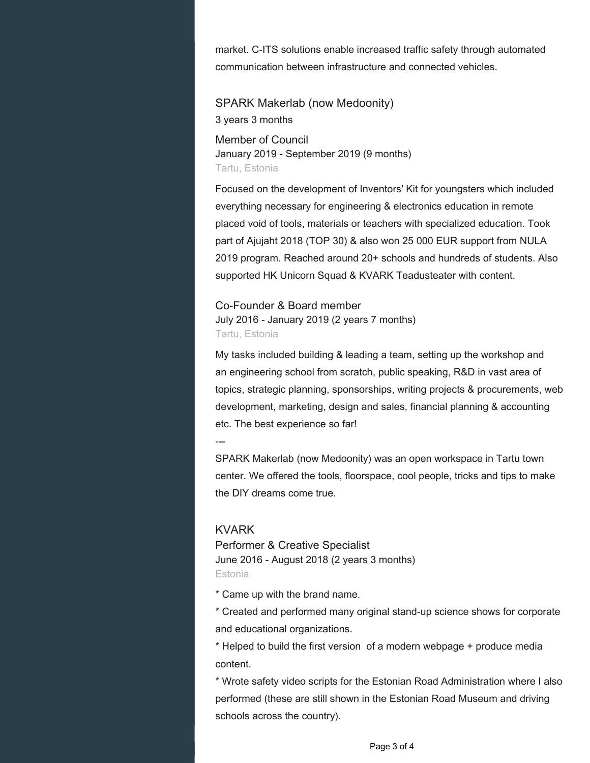market. C-ITS solutions enable increased traffic safety through automated communication between infrastructure and connected vehicles.

### SPARK Makerlab (now Medoonity)

3 years 3 months

#### Member of Council

January 2019 - September 2019 (9 months)

Tartu, Estonia

Focused on the development of Inventors' Kit for youngsters which included everything necessary for engineering & electronics education in remote placed void of tools, materials or teachers with specialized education. Took part of Ajujaht 2018 (TOP 30) & also won 25 000 EUR support from NULA 2019 program. Reached around 20+ schools and hundreds of students. Also supported HK Unicorn Squad & KVARK Teadusteater with content.

#### Co-Founder & Board member

July 2016 - January 2019 (2 years 7 months)

Tartu, Estonia

My tasks included building & leading a team, setting up the workshop and an engineering school from scratch, public speaking, R&D in vast area of topics, strategic planning, sponsorships, writing projects & procurements, web development, marketing, design and sales, financial planning & accounting etc. The best experience so far!

---

SPARK Makerlab (now Medoonity) was an open workspace in Tartu town center. We offered the tools, floorspace, cool people, tricks and tips to make the DIY dreams come true.

### KVARK

#### Performer & Creative Specialist

June 2016 - August 2018 (2 years 3 months)

Estonia

* Came up with the brand name.
* Created and performed many original stand-up science shows for corporate and educational organizations.
* Helped to build the first version of a modern webpage + produce media content.
* Wrote safety video scripts for the Estonian Road Administration where I also performed (these are still shown in the Estonian Road Museum and driving schools across the country).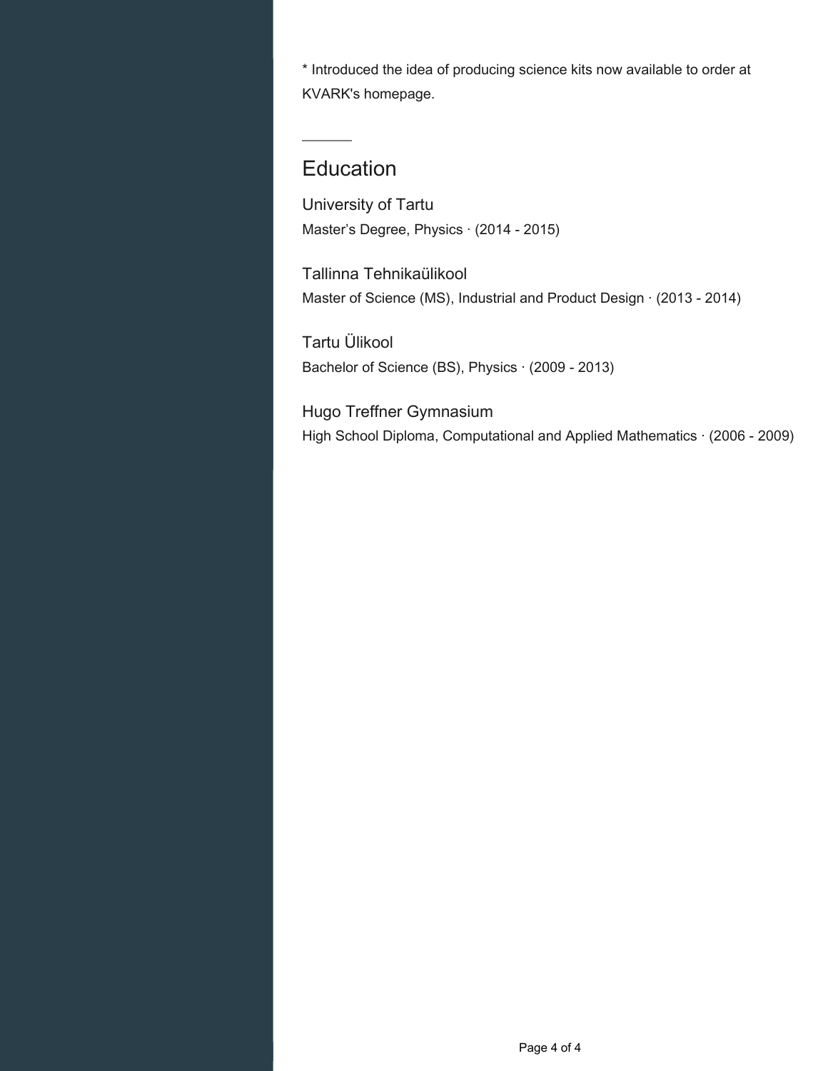* Introduced the idea of producing science kits now available to order at KVARK's homepage.

## Education

### University of Tartu
Master’s Degree, Physics · (2014 - 2015)

### Tallinna Tehnikaülikool
Master of Science (MS), Industrial and Product Design · (2013 - 2014)

### Tartu Ülikool
Bachelor of Science (BS), Physics · (2009 - 2013)

### Hugo Treffner Gymnasium
High School Diploma, Computational and Applied Mathematics · (2006 - 2009)